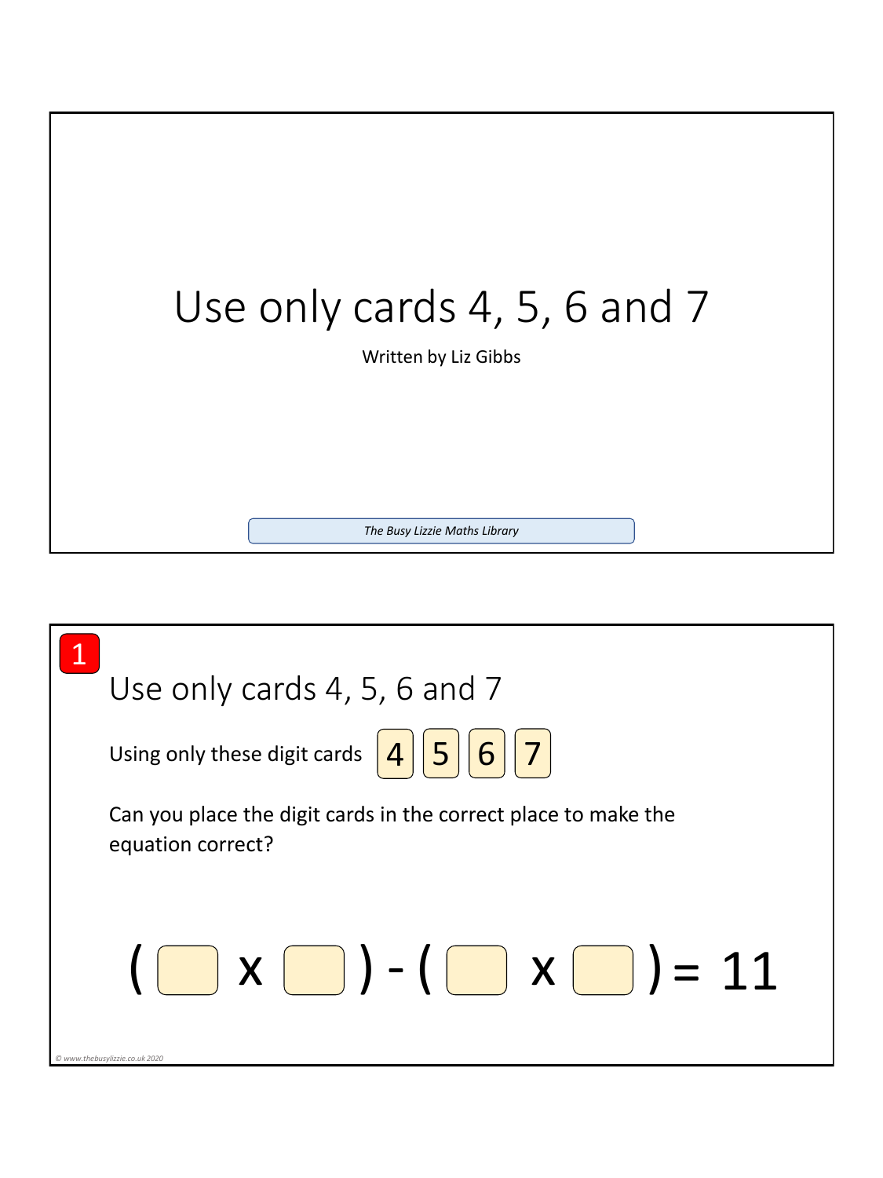# Use only cards 4, 5, 6 and 7

Written by Liz Gibbs

*The Busy Lizzie Maths Library*

---

1

## Use only cards 4, 5, 6 and 7

Using only these digit cards 4 5 6 7

Can you place the digit cards in the correct place to make the equation correct?

$$( \square \times \square ) - ( \square \times \square ) = 11$$

*© www.thebusylizzie.co.uk 2020*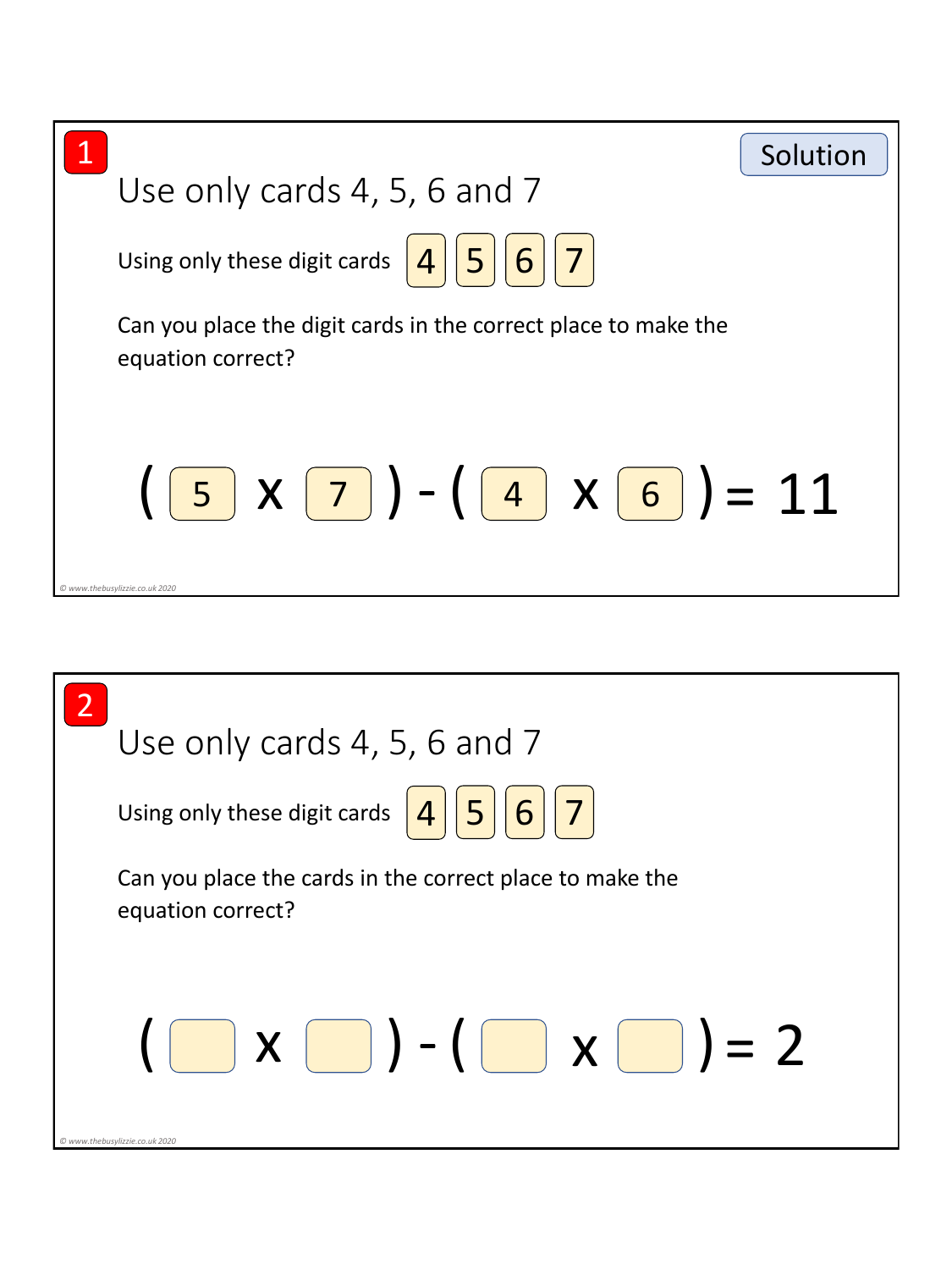## 1

**Solution**

# Use only cards 4, 5, 6 and 7

Using only these digit cards 4 5 6 7

Can you place the digit cards in the correct place to make the equation correct?

$$( 5 \times 7 ) - ( 4 \times 6 ) = 11$$

© www.thebusylizzie.co.uk 2020

## 2

# Use only cards 4, 5, 6 and 7

Using only these digit cards 4 5 6 7

Can you place the cards in the correct place to make the equation correct?

$$( \square \times \square ) - ( \square \times \square ) = 2$$

© www.thebusylizzie.co.uk 2020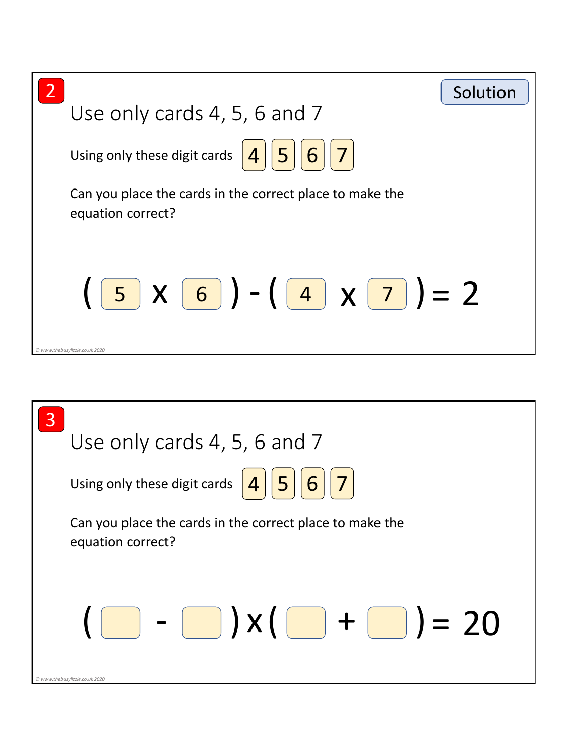## 2

Solution

# Use only cards 4, 5, 6 and 7

Using only these digit cards 4 5 6 7

Can you place the cards in the correct place to make the equation correct?

$$( 5 \times 6 ) - ( 4 \times 7 ) = 2$$

© www.thebusylizzie.co.uk 2020

## 3

# Use only cards 4, 5, 6 and 7

Using only these digit cards 4 5 6 7

Can you place the cards in the correct place to make the equation correct?

$$( \square - \square ) \times ( \square + \square ) = 20$$

© www.thebusylizzie.co.uk 2020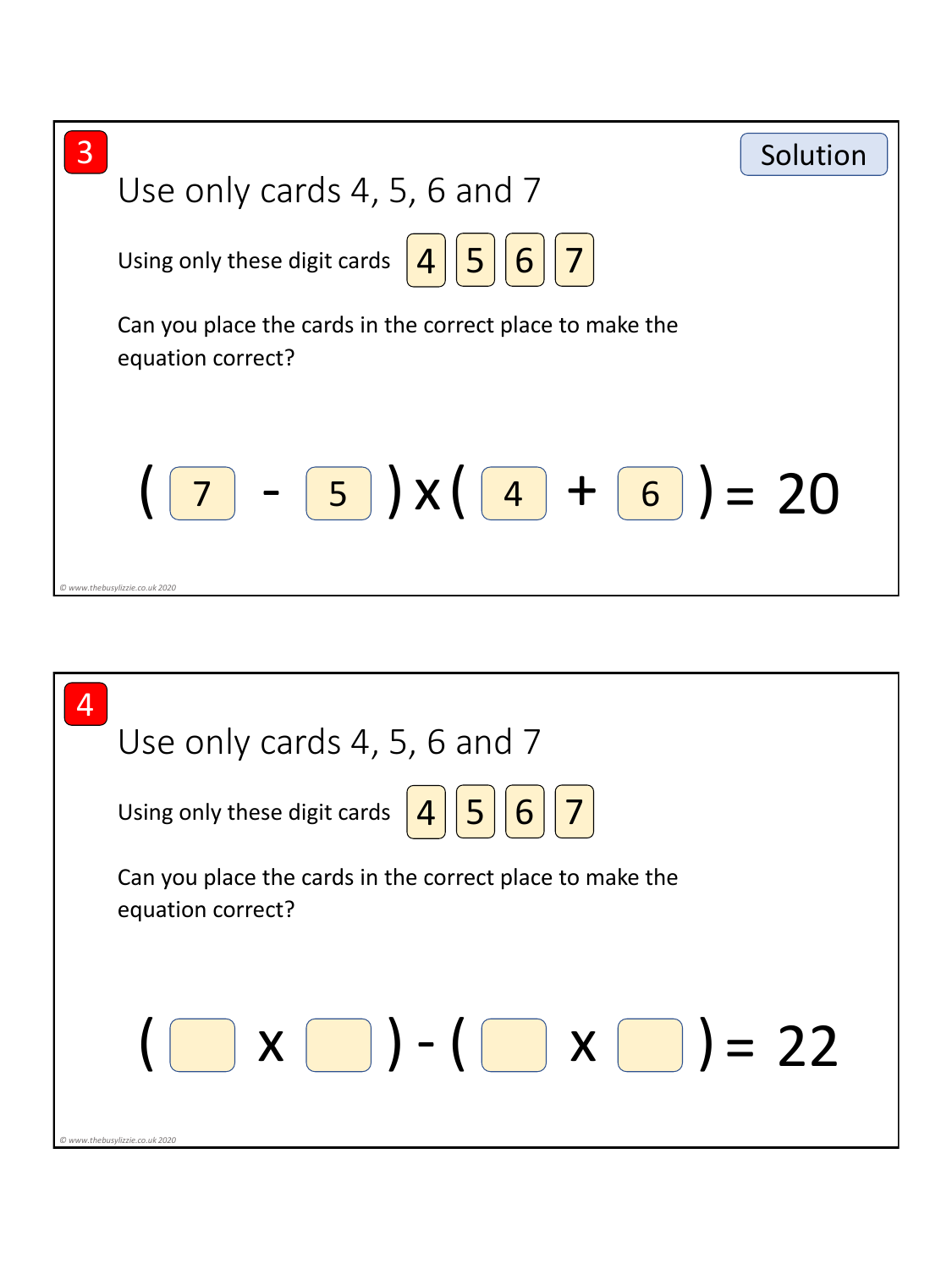**3**

Solution

## Use only cards 4, 5, 6 and 7

Using only these digit cards 4 5 6 7

Can you place the cards in the correct place to make the equation correct?

$$(7 - 5) \times (4 + 6) = 20$$

**4**

## Use only cards 4, 5, 6 and 7

Using only these digit cards 4 5 6 7

Can you place the cards in the correct place to make the equation correct?

$$(\square \times \square) - (\square \times \square) = 22$$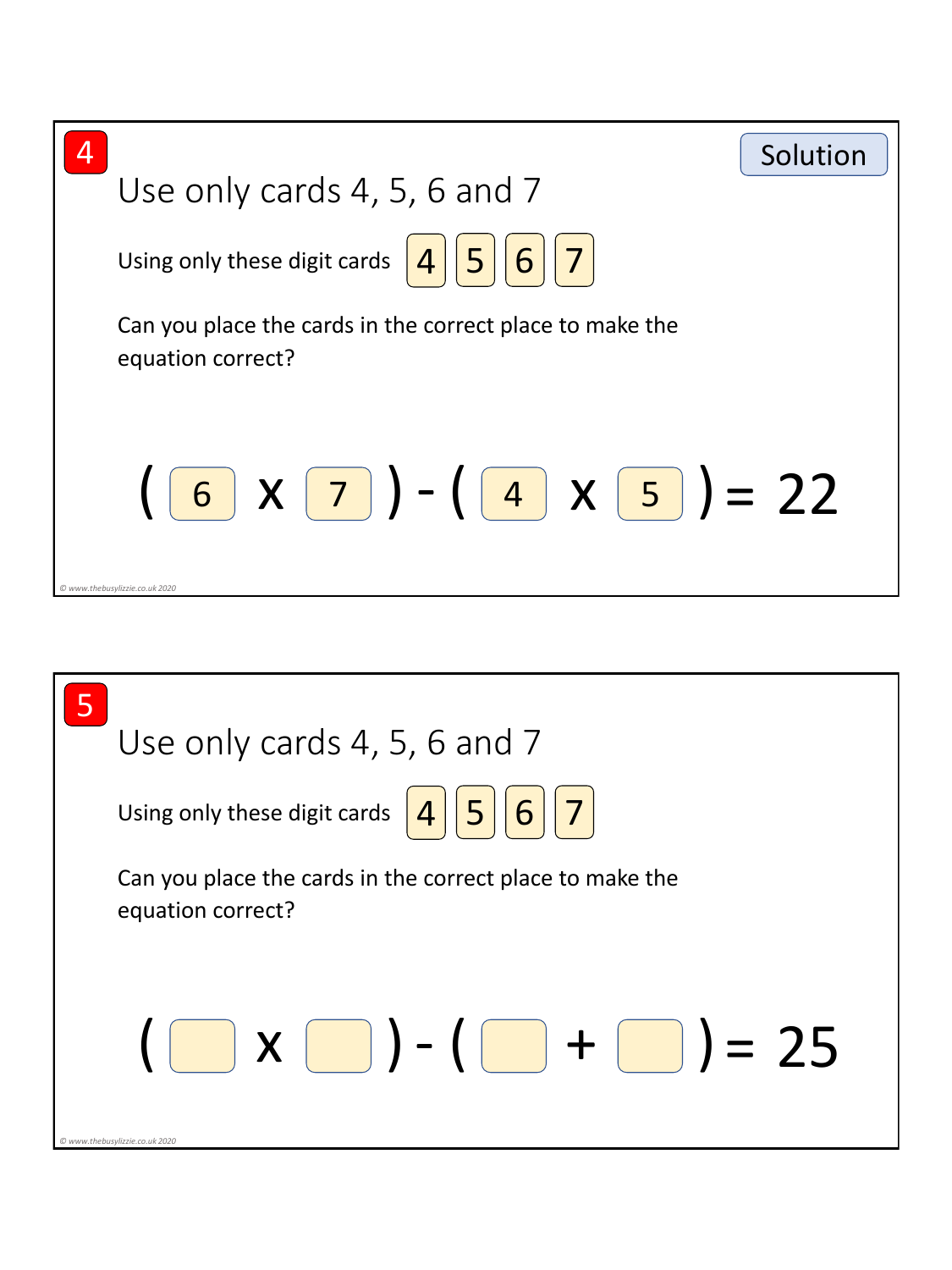4

Solution

# Use only cards 4, 5, 6 and 7

Using only these digit cards 4 5 6 7

Can you place the cards in the correct place to make the equation correct?

$$(6 \times 7) - (4 \times 5) = 22$$

© www.thebusylizzie.co.uk 2020

5

# Use only cards 4, 5, 6 and 7

Using only these digit cards 4 5 6 7

Can you place the cards in the correct place to make the equation correct?

$$(\square \times \square) - (\square + \square) = 25$$

© www.thebusylizzie.co.uk 2020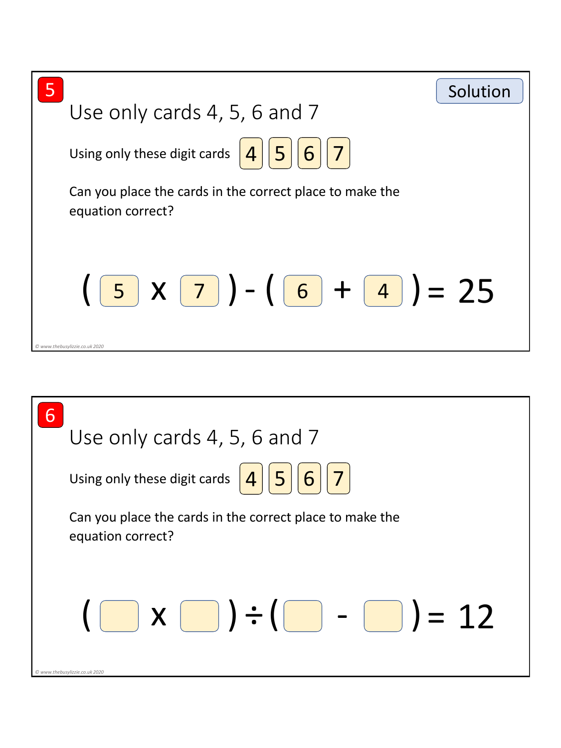**5**

**Solution**

## Use only cards 4, 5, 6 and 7

Using only these digit cards **4** **5** **6** **7**

Can you place the cards in the correct place to make the equation correct?

$$( \boxed{5} \times \boxed{7} ) - ( \boxed{6} + \boxed{4} ) = 25$$

© www.thebusylizzie.co.uk 2020

---

**6**

## Use only cards 4, 5, 6 and 7

Using only these digit cards **4** **5** **6** **7**

Can you place the cards in the correct place to make the equation correct?

$$( \boxed{\phantom{0}} \times \boxed{\phantom{0}} ) \div ( \boxed{\phantom{0}} - \boxed{\phantom{0}} ) = 12$$

© www.thebusylizzie.co.uk 2020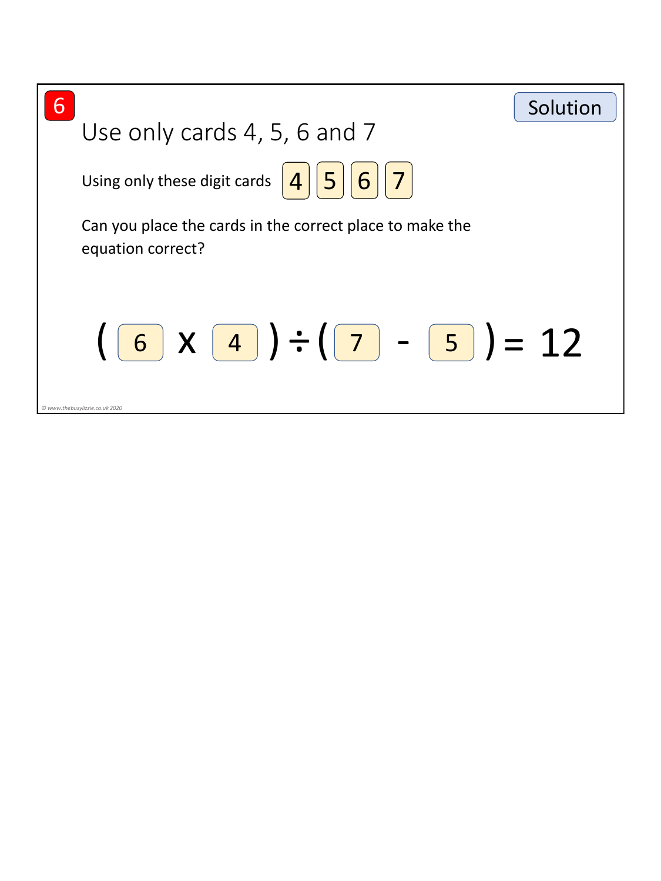6

Solution

# Use only cards 4, 5, 6 and 7

Using only these digit cards 4 5 6 7

Can you place the cards in the correct place to make the equation correct?

$$(6 \times 4) \div (7 - 5) = 12$$

© www.thebusylizzie.co.uk 2020